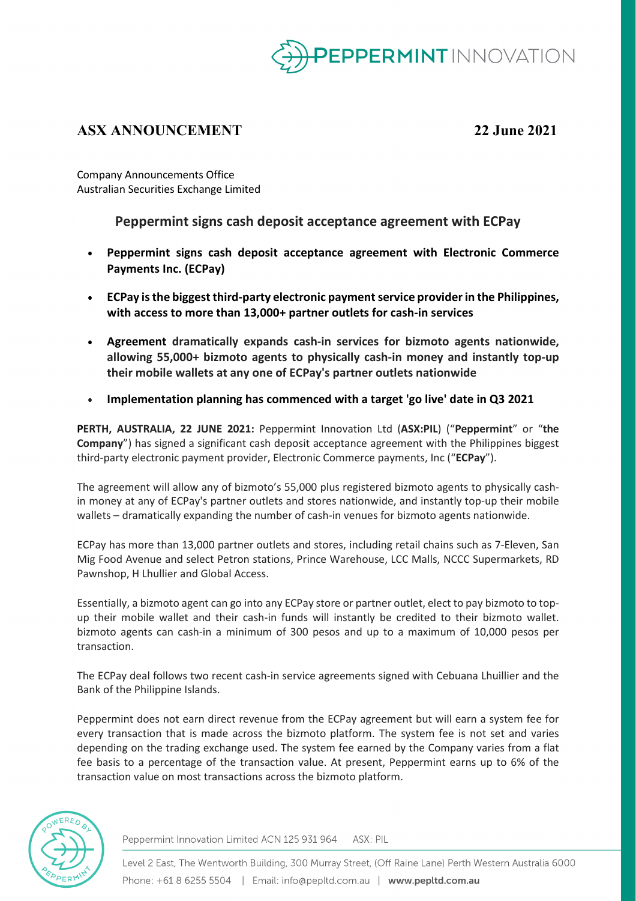**ASX ANNOUNCEMENT** **22 June 2021**

Company Announcements Office
Australian Securities Exchange Limited

## Peppermint signs cash deposit acceptance agreement with ECPay

- **Peppermint signs cash deposit acceptance agreement with Electronic Commerce Payments Inc. (ECPay)**
- **ECPay is the biggest third-party electronic payment service provider in the Philippines, with access to more than 13,000+ partner outlets for cash-in services**
- **Agreement dramatically expands cash-in services for bizmoto agents nationwide, allowing 55,000+ bizmoto agents to physically cash-in money and instantly top-up their mobile wallets at any one of ECPay's partner outlets nationwide**
- **Implementation planning has commenced with a target 'go live' date in Q3 2021**

**PERTH, AUSTRALIA, 22 JUNE 2021:** Peppermint Innovation Ltd (**ASX:PIL**) ("**Peppermint**" or "**the Company**") has signed a significant cash deposit acceptance agreement with the Philippines biggest third-party electronic payment provider, Electronic Commerce payments, Inc ("**ECPay**").

The agreement will allow any of bizmoto's 55,000 plus registered bizmoto agents to physically cash-in money at any of ECPay's partner outlets and stores nationwide, and instantly top-up their mobile wallets – dramatically expanding the number of cash-in venues for bizmoto agents nationwide.

ECPay has more than 13,000 partner outlets and stores, including retail chains such as 7-Eleven, San Mig Food Avenue and select Petron stations, Prince Warehouse, LCC Malls, NCCC Supermarkets, RD Pawnshop, H Lhullier and Global Access.

Essentially, a bizmoto agent can go into any ECPay store or partner outlet, elect to pay bizmoto to top-up their mobile wallet and their cash-in funds will instantly be credited to their bizmoto wallet. bizmoto agents can cash-in a minimum of 300 pesos and up to a maximum of 10,000 pesos per transaction.

The ECPay deal follows two recent cash-in service agreements signed with Cebuana Lhuillier and the Bank of the Philippine Islands.

Peppermint does not earn direct revenue from the ECPay agreement but will earn a system fee for every transaction that is made across the bizmoto platform. The system fee is not set and varies depending on the trading exchange used. The system fee earned by the Company varies from a flat fee basis to a percentage of the transaction value. At present, Peppermint earns up to 6% of the transaction value on most transactions across the bizmoto platform.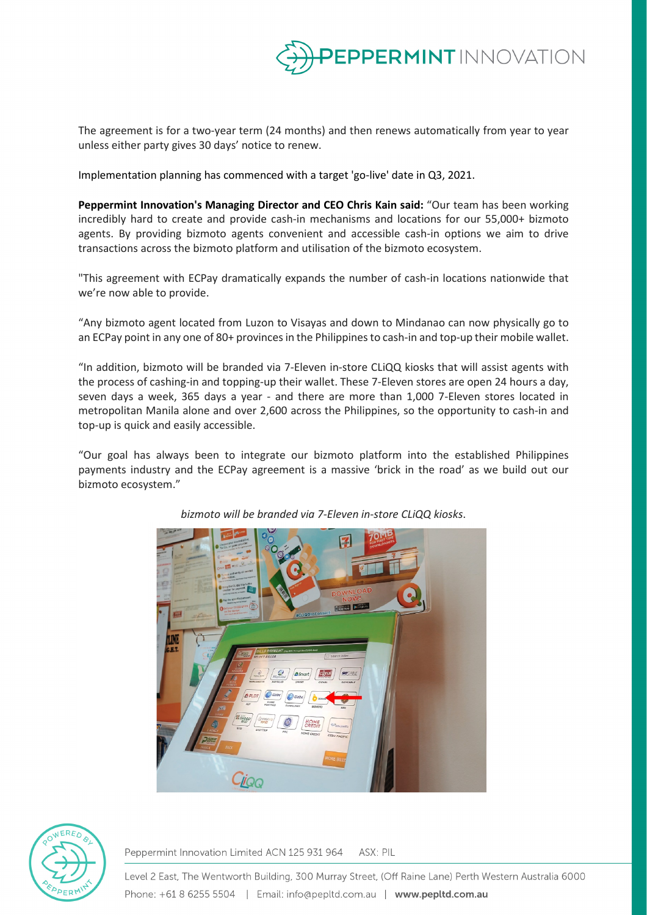The agreement is for a two-year term (24 months) and then renews automatically from year to year unless either party gives 30 days' notice to renew.

Implementation planning has commenced with a target 'go-live' date in Q3, 2021.

**Peppermint Innovation's Managing Director and CEO Chris Kain said:** "Our team has been working incredibly hard to create and provide cash-in mechanisms and locations for our 55,000+ bizmoto agents. By providing bizmoto agents convenient and accessible cash-in options we aim to drive transactions across the bizmoto platform and utilisation of the bizmoto ecosystem.

"This agreement with ECPay dramatically expands the number of cash-in locations nationwide that we're now able to provide.

"Any bizmoto agent located from Luzon to Visayas and down to Mindanao can now physically go to an ECPay point in any one of 80+ provinces in the Philippines to cash-in and top-up their mobile wallet.

"In addition, bizmoto will be branded via 7-Eleven in-store CLiQQ kiosks that will assist agents with the process of cashing-in and topping-up their wallet. These 7-Eleven stores are open 24 hours a day, seven days a week, 365 days a year - and there are more than 1,000 7-Eleven stores located in metropolitan Manila alone and over 2,600 across the Philippines, so the opportunity to cash-in and top-up is quick and easily accessible.

"Our goal has always been to integrate our bizmoto platform into the established Philippines payments industry and the ECPay agreement is a massive 'brick in the road' as we build out our bizmoto ecosystem."

*bizmoto will be branded via 7-Eleven in-store CLiQQ kiosks.*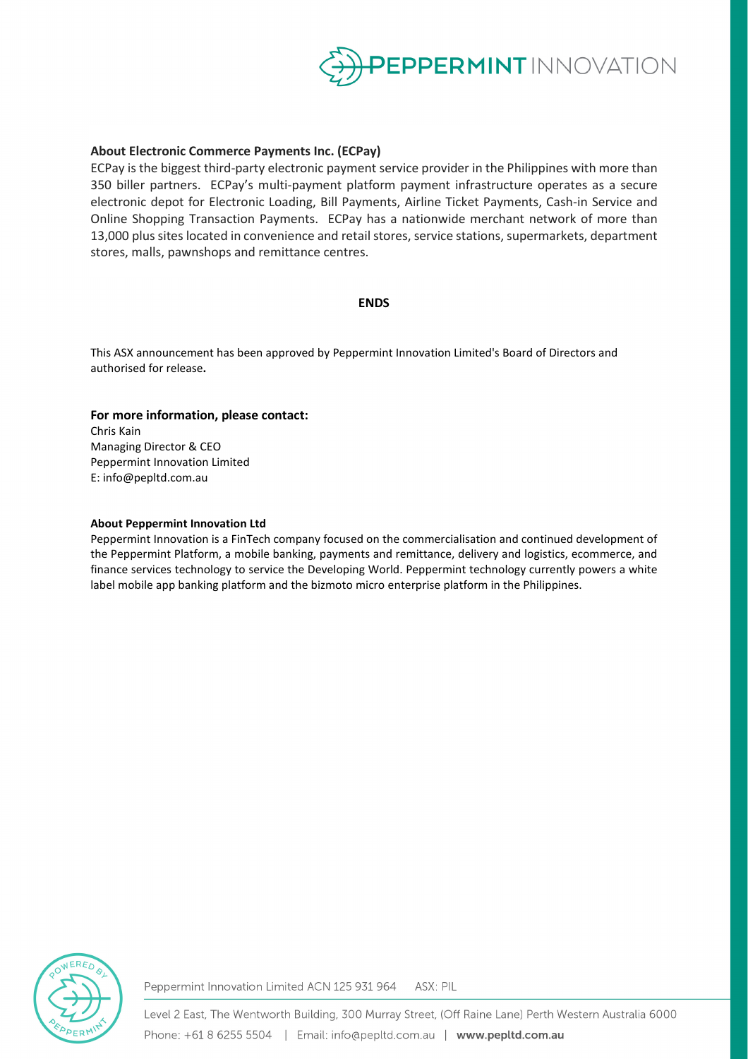**About Electronic Commerce Payments Inc. (ECPay)**

ECPay is the biggest third-party electronic payment service provider in the Philippines with more than 350 biller partners. ECPay's multi-payment platform payment infrastructure operates as a secure electronic depot for Electronic Loading, Bill Payments, Airline Ticket Payments, Cash-in Service and Online Shopping Transaction Payments. ECPay has a nationwide merchant network of more than 13,000 plus sites located in convenience and retail stores, service stations, supermarkets, department stores, malls, pawnshops and remittance centres.

**ENDS**

This ASX announcement has been approved by Peppermint Innovation Limited's Board of Directors and authorised for release**.**

**For more information, please contact:**

Chris Kain
Managing Director & CEO
Peppermint Innovation Limited
E: info@pepltd.com.au

**About Peppermint Innovation Ltd**

Peppermint Innovation is a FinTech company focused on the commercialisation and continued development of the Peppermint Platform, a mobile banking, payments and remittance, delivery and logistics, ecommerce, and finance services technology to service the Developing World. Peppermint technology currently powers a white label mobile app banking platform and the bizmoto micro enterprise platform in the Philippines.